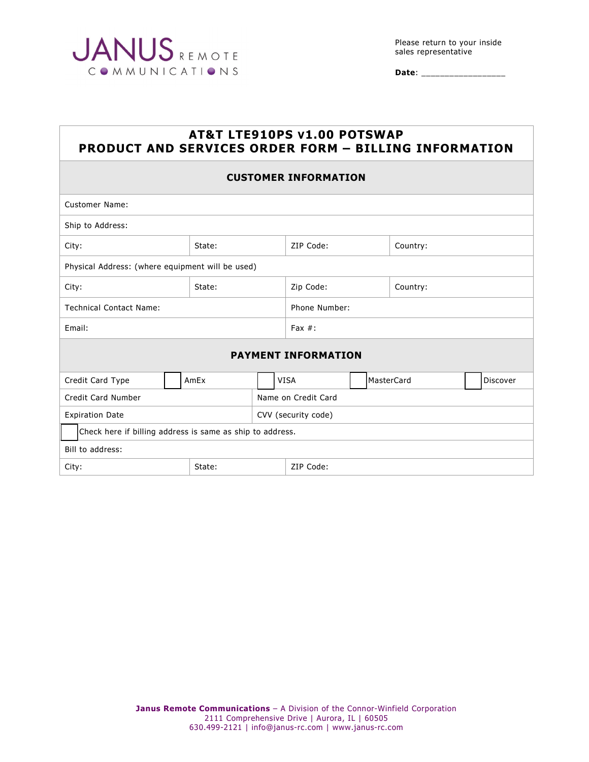JANUS REMOTE COMMUNICATIONS

Please return to your inside sales representative

**Date**: _________________

## AT&T LTE910PS v1.00 POTSWAP
## PRODUCT AND SERVICES ORDER FORM – BILLING INFORMATION

### CUSTOMER INFORMATION

| | | | |
|---|---|---|---|
| Customer Name: | | | |
| Ship to Address: | | | |
| City: | State: | ZIP Code: | Country: |
| Physical Address: (where equipment will be used) | | | |
| City: | State: | Zip Code: | Country: |
| Technical Contact Name: | | Phone Number: | |
| Email: | | Fax #: | |

### PAYMENT INFORMATION

| | | | | |
|---|---|---|---|---|
| Credit Card Type | ☐ AmEx | ☐ VISA | ☐ MasterCard | ☐ Discover |
| Credit Card Number | | Name on Credit Card | | |
| Expiration Date | | CVV (security code) | | |
| ☐ Check here if billing address is same as ship to address. | | | | |
| Bill to address: | | | | |
| City: | State: | ZIP Code: | | |

**Janus Remote Communications** – A Division of the Connor-Winfield Corporation
2111 Comprehensive Drive | Aurora, IL | 60505
630.499-2121 | info@janus-rc.com | www.janus-rc.com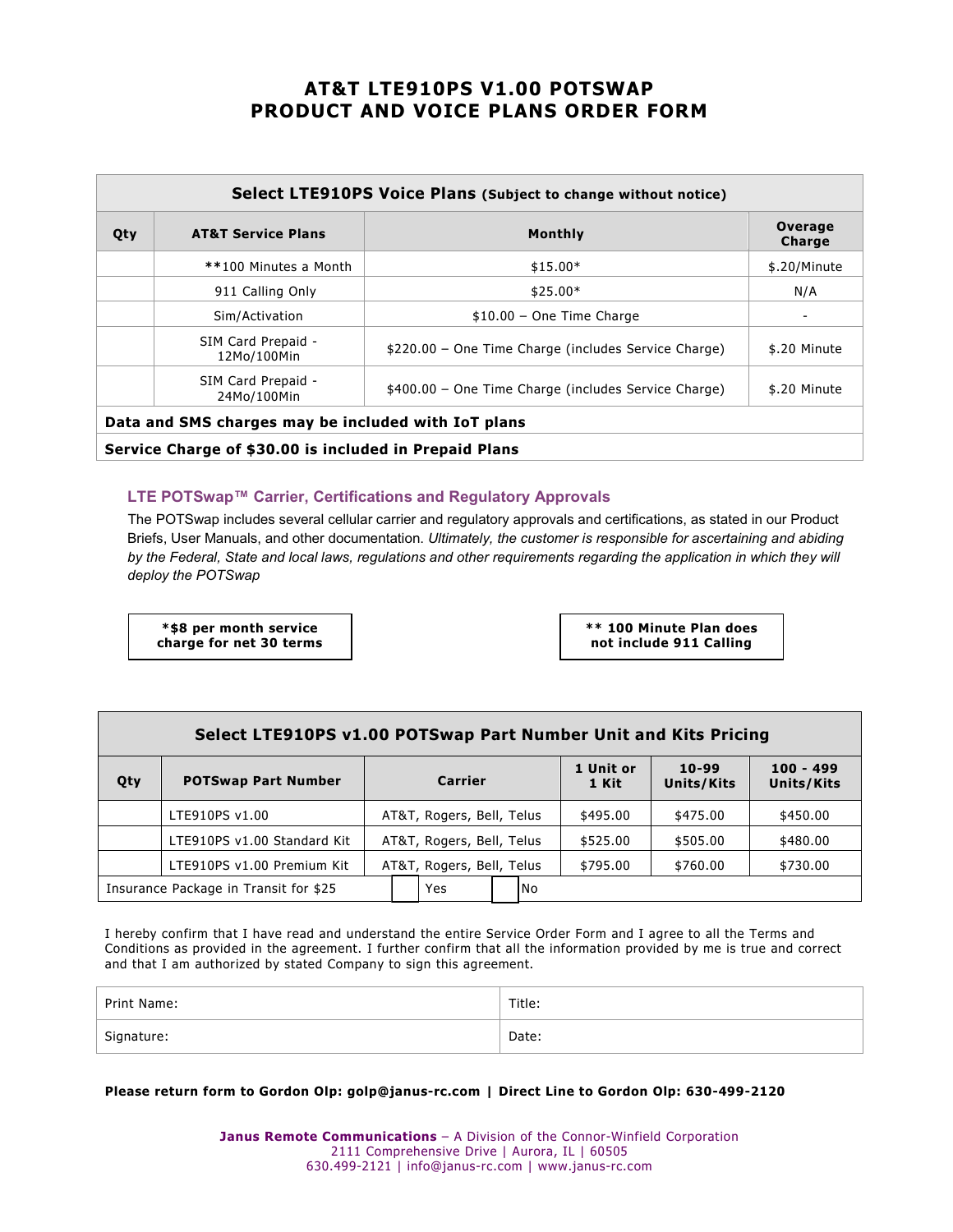# AT&T LTE910PS V1.00 POTSWAP PRODUCT AND VOICE PLANS ORDER FORM

| Select LTE910PS Voice Plans (Subject to change without notice) | | | |
|---|---|---|---|
| **Qty** | **AT&T Service Plans** | **Monthly** | **Overage Charge** |
| | **100 Minutes a Month | $15.00* | $.20/Minute |
| | 911 Calling Only | $25.00* | N/A |
| | Sim/Activation | $10.00 – One Time Charge | - |
| | SIM Card Prepaid - 12Mo/100Min | $220.00 – One Time Charge (includes Service Charge) | $.20 Minute |
| | SIM Card Prepaid - 24Mo/100Min | $400.00 – One Time Charge (includes Service Charge) | $.20 Minute |
| **Data and SMS charges may be included with IoT plans** | | | |
| **Service Charge of $30.00 is included in Prepaid Plans** | | | |

### LTE POTSwap™ Carrier, Certifications and Regulatory Approvals

The POTSwap includes several cellular carrier and regulatory approvals and certifications, as stated in our Product Briefs, User Manuals, and other documentation. *Ultimately, the customer is responsible for ascertaining and abiding by the Federal, State and local laws, regulations and other requirements regarding the application in which they will deploy the POTSwap*

**\*$8 per month service charge for net 30 terms**

**\*\* 100 Minute Plan does not include 911 Calling**

| Select LTE910PS v1.00 POTSwap Part Number Unit and Kits Pricing | | | | | |
|---|---|---|---|---|---|
| **Qty** | **POTSwap Part Number** | **Carrier** | **1 Unit or 1 Kit** | **10-99 Units/Kits** | **100 - 499 Units/Kits** |
| | LTE910PS v1.00 | AT&T, Rogers, Bell, Telus | $495.00 | $475.00 | $450.00 |
| | LTE910PS v1.00 Standard Kit | AT&T, Rogers, Bell, Telus | $525.00 | $505.00 | $480.00 |
| | LTE910PS v1.00 Premium Kit | AT&T, Rogers, Bell, Telus | $795.00 | $760.00 | $730.00 |
| Insurance Package in Transit for $25 | | ☐ Yes ☐ No | | | |

I hereby confirm that I have read and understand the entire Service Order Form and I agree to all the Terms and Conditions as provided in the agreement. I further confirm that all the information provided by me is true and correct and that I am authorized by stated Company to sign this agreement.

| | |
|---|---|
| Print Name: | Title: |
| Signature: | Date: |

**Please return form to Gordon Olp: golp@janus-rc.com | Direct Line to Gordon Olp: 630-499-2120**

**Janus Remote Communications** – A Division of the Connor-Winfield Corporation
2111 Comprehensive Drive | Aurora, IL | 60505
630.499-2121 | info@janus-rc.com | www.janus-rc.com